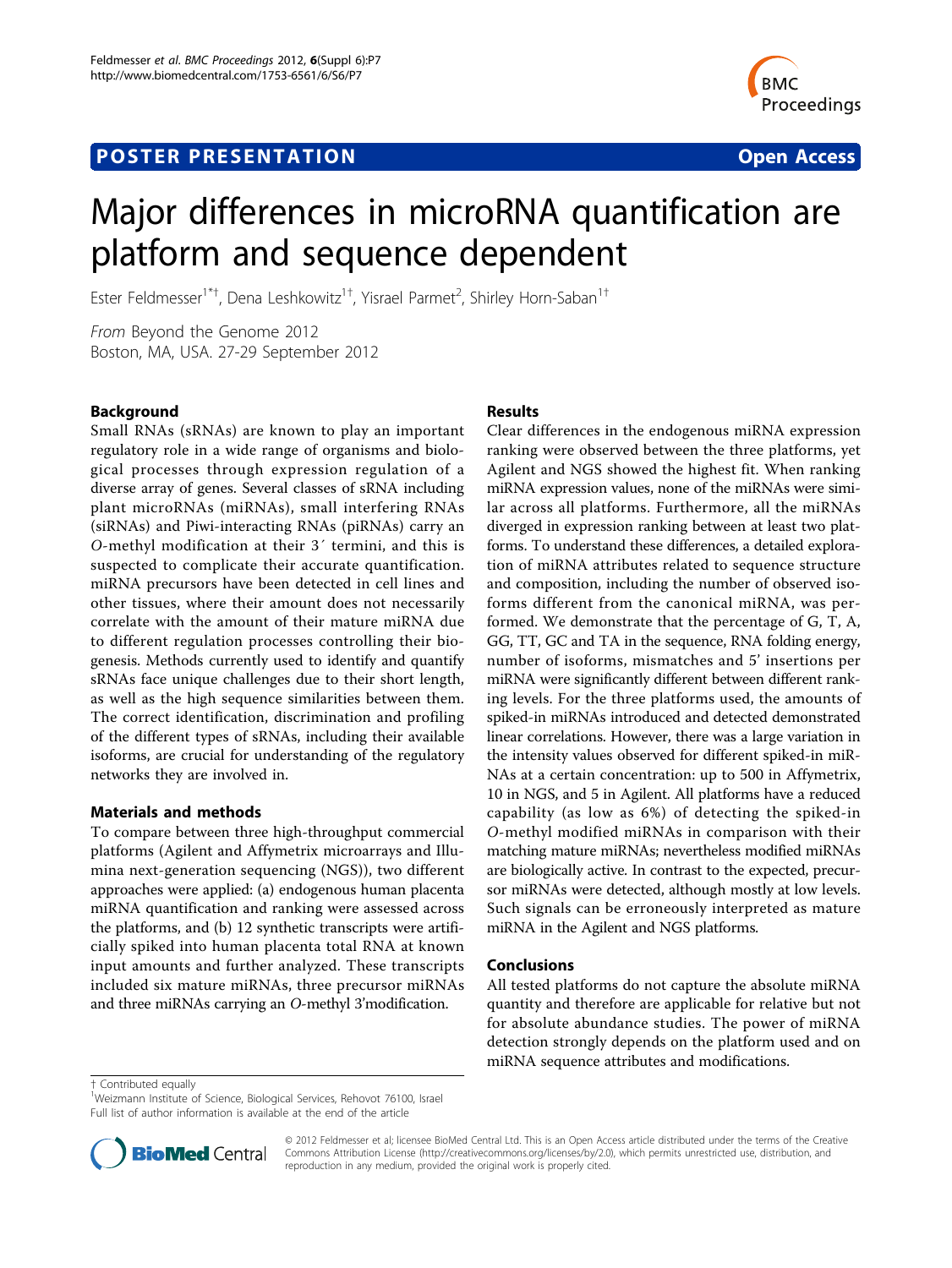POSTER PRESENTATION **Open Access**

# Major differences in microRNA quantification are platform and sequence dependent

Ester Feldmesser[1*†], Dena Leshkowitz[1†], Yisrael Parmet[2], Shirley Horn-Saban[1†]

*From* Beyond the Genome 2012
Boston, MA, USA. 27-29 September 2012

## Background

Small RNAs (sRNAs) are known to play an important regulatory role in a wide range of organisms and biological processes through expression regulation of a diverse array of genes. Several classes of sRNA including plant microRNAs (miRNAs), small interfering RNAs (siRNAs) and Piwi-interacting RNAs (piRNAs) carry an *O*-methyl modification at their 3′ termini, and this is suspected to complicate their accurate quantification. miRNA precursors have been detected in cell lines and other tissues, where their amount does not necessarily correlate with the amount of their mature miRNA due to different regulation processes controlling their biogenesis. Methods currently used to identify and quantify sRNAs face unique challenges due to their short length, as well as the high sequence similarities between them. The correct identification, discrimination and profiling of the different types of sRNAs, including their available isoforms, are crucial for understanding of the regulatory networks they are involved in.

## Materials and methods

To compare between three high-throughput commercial platforms (Agilent and Affymetrix microarrays and Illumina next-generation sequencing (NGS)), two different approaches were applied: (a) endogenous human placenta miRNA quantification and ranking were assessed across the platforms, and (b) 12 synthetic transcripts were artificially spiked into human placenta total RNA at known input amounts and further analyzed. These transcripts included six mature miRNAs, three precursor miRNAs and three miRNAs carrying an *O*-methyl 3'modification.

## Results

Clear differences in the endogenous miRNA expression ranking were observed between the three platforms, yet Agilent and NGS showed the highest fit. When ranking miRNA expression values, none of the miRNAs were similar across all platforms. Furthermore, all the miRNAs diverged in expression ranking between at least two platforms. To understand these differences, a detailed exploration of miRNA attributes related to sequence structure and composition, including the number of observed isoforms different from the canonical miRNA, was performed. We demonstrate that the percentage of G, T, A, GG, TT, GC and TA in the sequence, RNA folding energy, number of isoforms, mismatches and 5' insertions per miRNA were significantly different between different ranking levels. For the three platforms used, the amounts of spiked-in miRNAs introduced and detected demonstrated linear correlations. However, there was a large variation in the intensity values observed for different spiked-in miRNAs at a certain concentration: up to 500 in Affymetrix, 10 in NGS, and 5 in Agilent. All platforms have a reduced capability (as low as 6%) of detecting the spiked-in *O*-methyl modified miRNAs in comparison with their matching mature miRNAs; nevertheless modified miRNAs are biologically active. In contrast to the expected, precursor miRNAs were detected, although mostly at low levels. Such signals can be erroneously interpreted as mature miRNA in the Agilent and NGS platforms.

## Conclusions

All tested platforms do not capture the absolute miRNA quantity and therefore are applicable for relative but not for absolute abundance studies. The power of miRNA detection strongly depends on the platform used and on miRNA sequence attributes and modifications.

† Contributed equally
[1]Weizmann Institute of Science, Biological Services, Rehovot 76100, Israel
Full list of author information is available at the end of the article

© 2012 Feldmesser et al; licensee BioMed Central Ltd. This is an Open Access article distributed under the terms of the Creative Commons Attribution License (http://creativecommons.org/licenses/by/2.0), which permits unrestricted use, distribution, and reproduction in any medium, provided the original work is properly cited.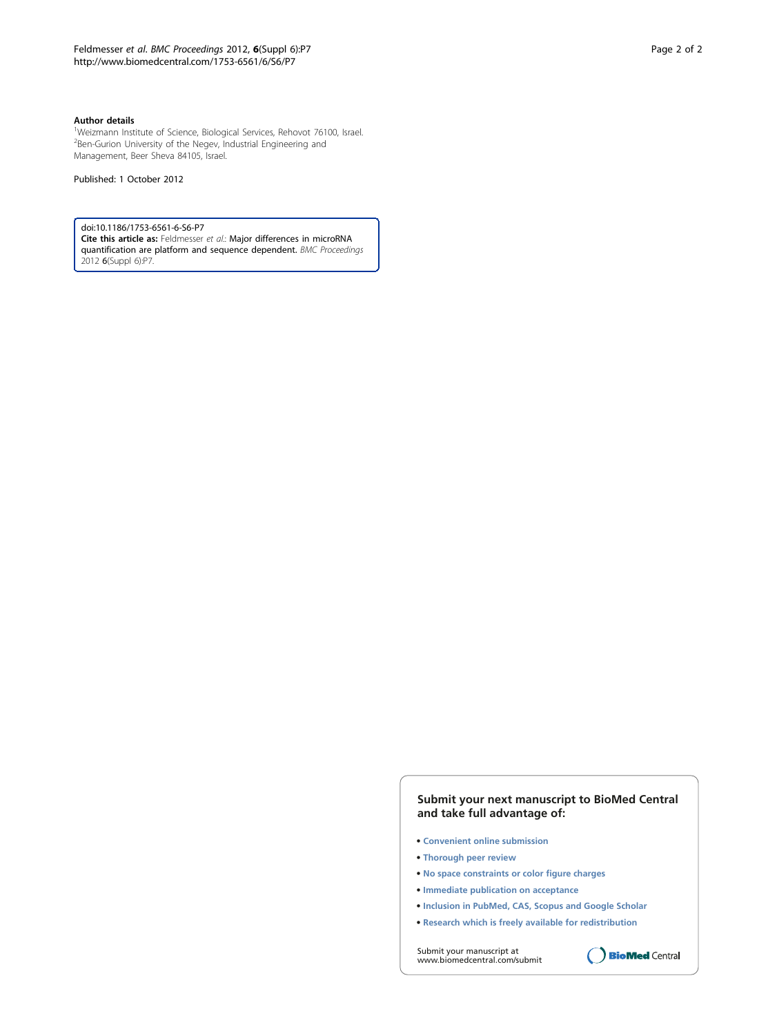### Author details

[1]Weizmann Institute of Science, Biological Services, Rehovot 76100, Israel.
[2]Ben-Gurion University of the Negev, Industrial Engineering and Management, Beer Sheva 84105, Israel.

Published: 1 October 2012

doi:10.1186/1753-6561-6-S6-P7
**Cite this article as:** Feldmesser *et al.*: Major differences in microRNA quantification are platform and sequence dependent. *BMC Proceedings* 2012 **6**(Suppl 6):P7.

**Submit your next manuscript to BioMed Central and take full advantage of:**

- **Convenient online submission**
- **Thorough peer review**
- **No space constraints or color figure charges**
- **Immediate publication on acceptance**
- **Inclusion in PubMed, CAS, Scopus and Google Scholar**
- **Research which is freely available for redistribution**

Submit your manuscript at
www.biomedcentral.com/submit

BioMed Central